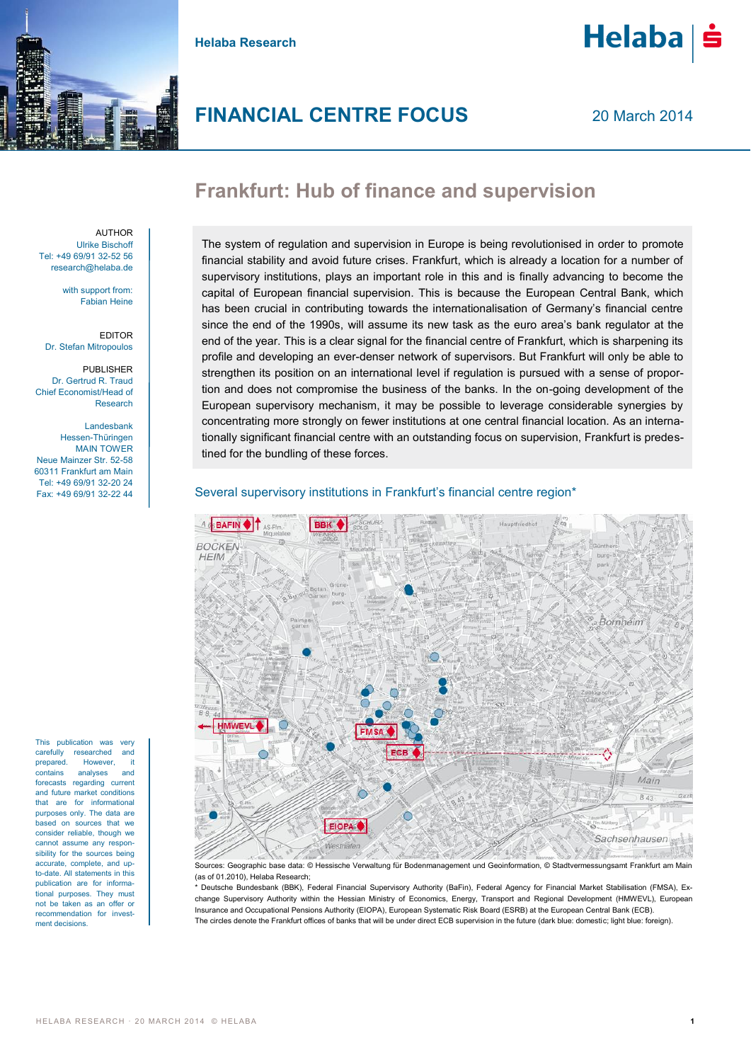Helaba Research

# FINANCIAL CENTRE FOCUS

20 March 2014

## Frankfurt: Hub of finance and supervision

AUTHOR
Ulrike Bischoff
Tel: +49 69/91 32-52 56
research@helaba.de

with support from:
Fabian Heine

EDITOR
Dr. Stefan Mitropoulos

PUBLISHER
Dr. Gertrud R. Traud
Chief Economist/Head of Research

Landesbank Hessen-Thüringen
MAIN TOWER
Neue Mainzer Str. 52-58
60311 Frankfurt am Main
Tel: +49 69/91 32-20 24
Fax: +49 69/91 32-22 44

The system of regulation and supervision in Europe is being revolutionised in order to promote financial stability and avoid future crises. Frankfurt, which is already a location for a number of supervisory institutions, plays an important role in this and is finally advancing to become the capital of European financial supervision. This is because the European Central Bank, which has been crucial in contributing towards the internationalisation of Germany's financial centre since the end of the 1990s, will assume its new task as the euro area's bank regulator at the end of the year. This is a clear signal for the financial centre of Frankfurt, which is sharpening its profile and developing an ever-denser network of supervisors. But Frankfurt will only be able to strengthen its position on an international level if regulation is pursued with a sense of proportion and does not compromise the business of the banks. In the on-going development of the European supervisory mechanism, it may be possible to leverage considerable synergies by concentrating more strongly on fewer institutions at one central financial location. As an internationally significant financial centre with an outstanding focus on supervision, Frankfurt is predestined for the bundling of these forces.

Several supervisory institutions in Frankfurt's financial centre region*

Sources: Geographic base data: © Hessische Verwaltung für Bodenmanagement und Geoinformation, © Stadtvermessungsamt Frankfurt am Main (as of 01.2010), Helaba Research;
* Deutsche Bundesbank (BBK), Federal Financial Supervisory Authority (BaFin), Federal Agency for Financial Market Stabilisation (FMSA), Exchange Supervisory Authority within the Hessian Ministry of Economics, Energy, Transport and Regional Development (HMWEVL), European Insurance and Occupational Pensions Authority (EIOPA), European Systematic Risk Board (ESRB) at the European Central Bank (ECB).
The circles denote the Frankfurt offices of banks that will be under direct ECB supervision in the future (dark blue: domestic; light blue: foreign).

This publication was very carefully researched and prepared. However, it contains analyses and forecasts regarding current and future market conditions that are for informational purposes only. The data are based on sources that we consider reliable, though we cannot assume any responsibility for the sources being accurate, complete, and up-to-date. All statements in this publication are for informational purposes. They must not be taken as an offer or recommendation for investment decisions.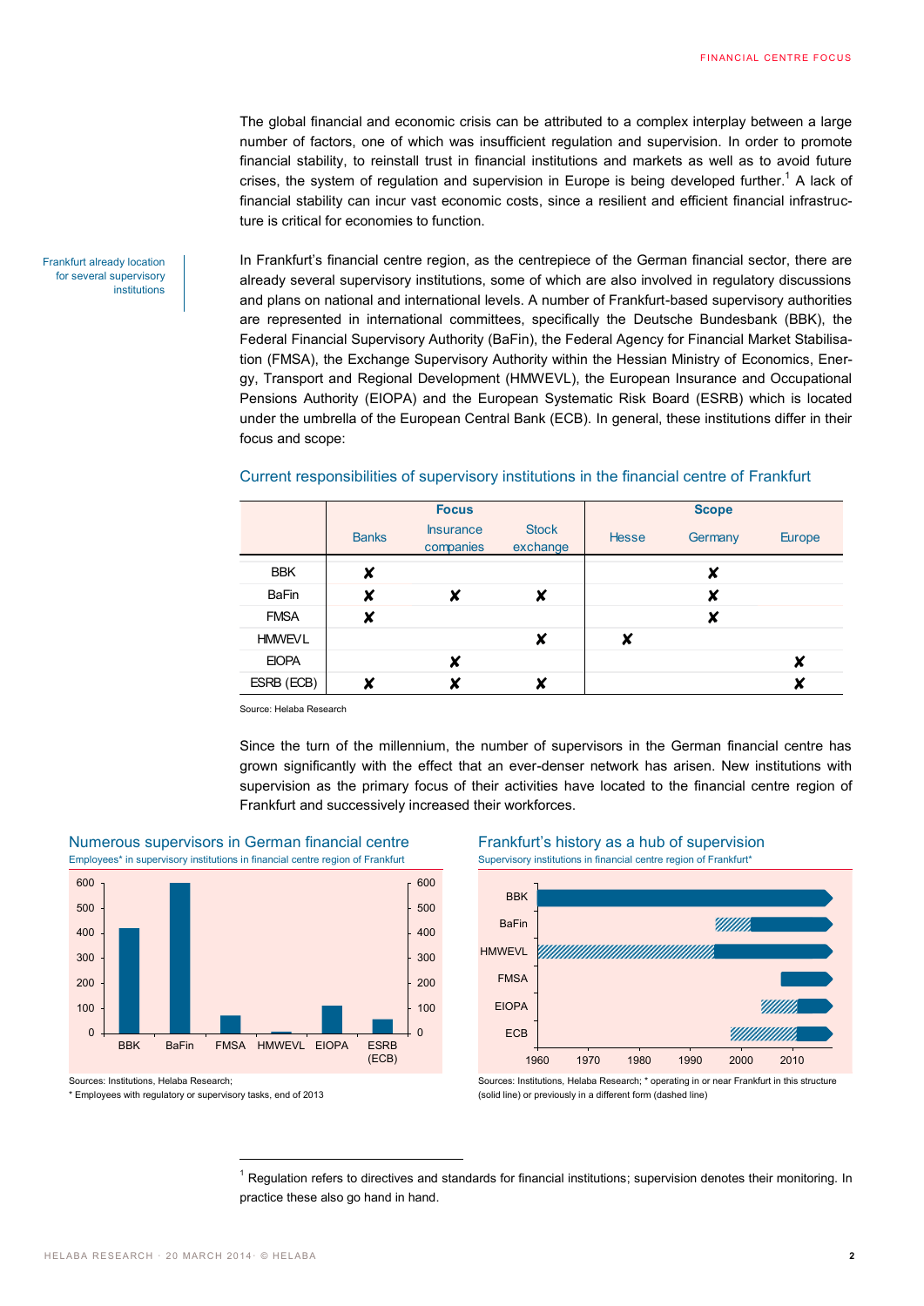The global financial and economic crisis can be attributed to a complex interplay between a large number of factors, one of which was insufficient regulation and supervision. In order to promote financial stability, to reinstall trust in financial institutions and markets as well as to avoid future crises, the system of regulation and supervision in Europe is being developed further.[1] A lack of financial stability can incur vast economic costs, since a resilient and efficient financial infrastructure is critical for economies to function.

Frankfurt already location for several supervisory institutions

In Frankfurt's financial centre region, as the centrepiece of the German financial sector, there are already several supervisory institutions, some of which are also involved in regulatory discussions and plans on national and international levels. A number of Frankfurt-based supervisory authorities are represented in international committees, specifically the Deutsche Bundesbank (BBK), the Federal Financial Supervisory Authority (BaFin), the Federal Agency for Financial Market Stabilisation (FMSA), the Exchange Supervisory Authority within the Hessian Ministry of Economics, Energy, Transport and Regional Development (HMWEVL), the European Insurance and Occupational Pensions Authority (EIOPA) and the European Systematic Risk Board (ESRB) which is located under the umbrella of the European Central Bank (ECB). In general, these institutions differ in their focus and scope:

### Current responsibilities of supervisory institutions in the financial centre of Frankfurt

| | Focus | | | Scope | | |
|---|---|---|---|---|---|---|
| | Banks | Insurance companies | Stock exchange | Hesse | Germany | Europe |
| BBK | ✘ | | | | ✘ | |
| BaFin | ✘ | ✘ | ✘ | | ✘ | |
| FMSA | ✘ | | | | ✘ | |
| HMWEVL | | | ✘ | ✘ | | |
| EIOPA | | ✘ | | | | ✘ |
| ESRB (ECB) | ✘ | ✘ | ✘ | | | ✘ |

Source: Helaba Research

Since the turn of the millennium, the number of supervisors in the German financial centre has grown significantly with the effect that an ever-denser network has arisen. New institutions with supervision as the primary focus of their activities have located to the financial centre region of Frankfurt and successively increased their workforces.

### Numerous supervisors in German financial centre

Employees* in supervisory institutions in financial centre region of Frankfurt

Sources: Institutions, Helaba Research;
* Employees with regulatory or supervisory tasks, end of 2013

### Frankfurt's history as a hub of supervision

Supervisory institutions in financial centre region of Frankfurt*

Sources: Institutions, Helaba Research; * operating in or near Frankfurt in this structure (solid line) or previously in a different form (dashed line)

[1] Regulation refers to directives and standards for financial institutions; supervision denotes their monitoring. In practice these also go hand in hand.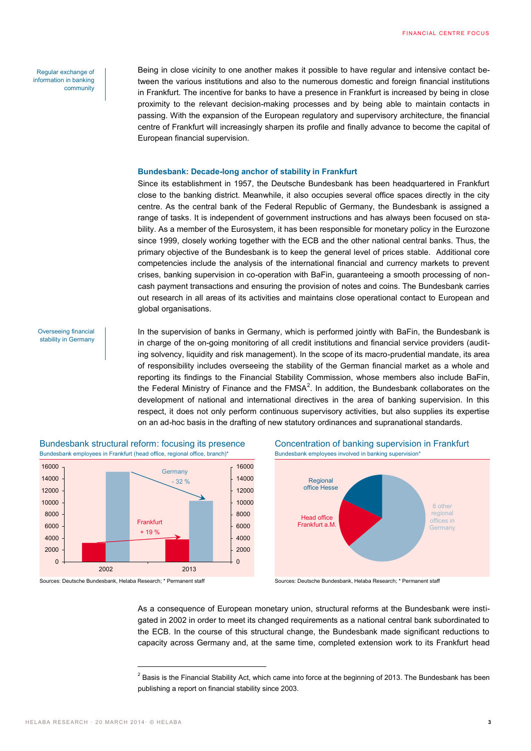Regular exchange of information in banking community

Being in close vicinity to one another makes it possible to have regular and intensive contact between the various institutions and also to the numerous domestic and foreign financial institutions in Frankfurt. The incentive for banks to have a presence in Frankfurt is increased by being in close proximity to the relevant decision-making processes and by being able to maintain contacts in passing. With the expansion of the European regulatory and supervisory architecture, the financial centre of Frankfurt will increasingly sharpen its profile and finally advance to become the capital of European financial supervision.

### Bundesbank: Decade-long anchor of stability in Frankfurt

Since its establishment in 1957, the Deutsche Bundesbank has been headquartered in Frankfurt close to the banking district. Meanwhile, it also occupies several office spaces directly in the city centre. As the central bank of the Federal Republic of Germany, the Bundesbank is assigned a range of tasks. It is independent of government instructions and has always been focused on stability. As a member of the Eurosystem, it has been responsible for monetary policy in the Eurozone since 1999, closely working together with the ECB and the other national central banks. Thus, the primary objective of the Bundesbank is to keep the general level of prices stable. Additional core competencies include the analysis of the international financial and currency markets to prevent crises, banking supervision in co-operation with BaFin, guaranteeing a smooth processing of non-cash payment transactions and ensuring the provision of notes and coins. The Bundesbank carries out research in all areas of its activities and maintains close operational contact to European and global organisations.

Overseeing financial stability in Germany

In the supervision of banks in Germany, which is performed jointly with BaFin, the Bundesbank is in charge of the on-going monitoring of all credit institutions and financial service providers (auditing solvency, liquidity and risk management). In the scope of its macro-prudential mandate, its area of responsibility includes overseeing the stability of the German financial market as a whole and reporting its findings to the Financial Stability Commission, whose members also include BaFin, the Federal Ministry of Finance and the FMSA[2]. In addition, the Bundesbank collaborates on the development of national and international directives in the area of banking supervision. In this respect, it does not only perform continuous supervisory activities, but also supplies its expertise on an ad-hoc basis in the drafting of new statutory ordinances and supranational standards.

**Bundesbank structural reform: focusing its presence**

Bundesbank employees in Frankfurt (head office, regional office, branch)*

Sources: Deutsche Bundesbank, Helaba Research; * Permanent staff

**Concentration of banking supervision in Frankfurt**

Bundesbank employees involved in banking supervision*

Sources: Deutsche Bundesbank, Helaba Research; * Permanent staff

As a consequence of European monetary union, structural reforms at the Bundesbank were instigated in 2002 in order to meet its changed requirements as a national central bank subordinated to the ECB. In the course of this structural change, the Bundesbank made significant reductions to capacity across Germany and, at the same time, completed extension work to its Frankfurt head

[2] Basis is the Financial Stability Act, which came into force at the beginning of 2013. The Bundesbank has been publishing a report on financial stability since 2003.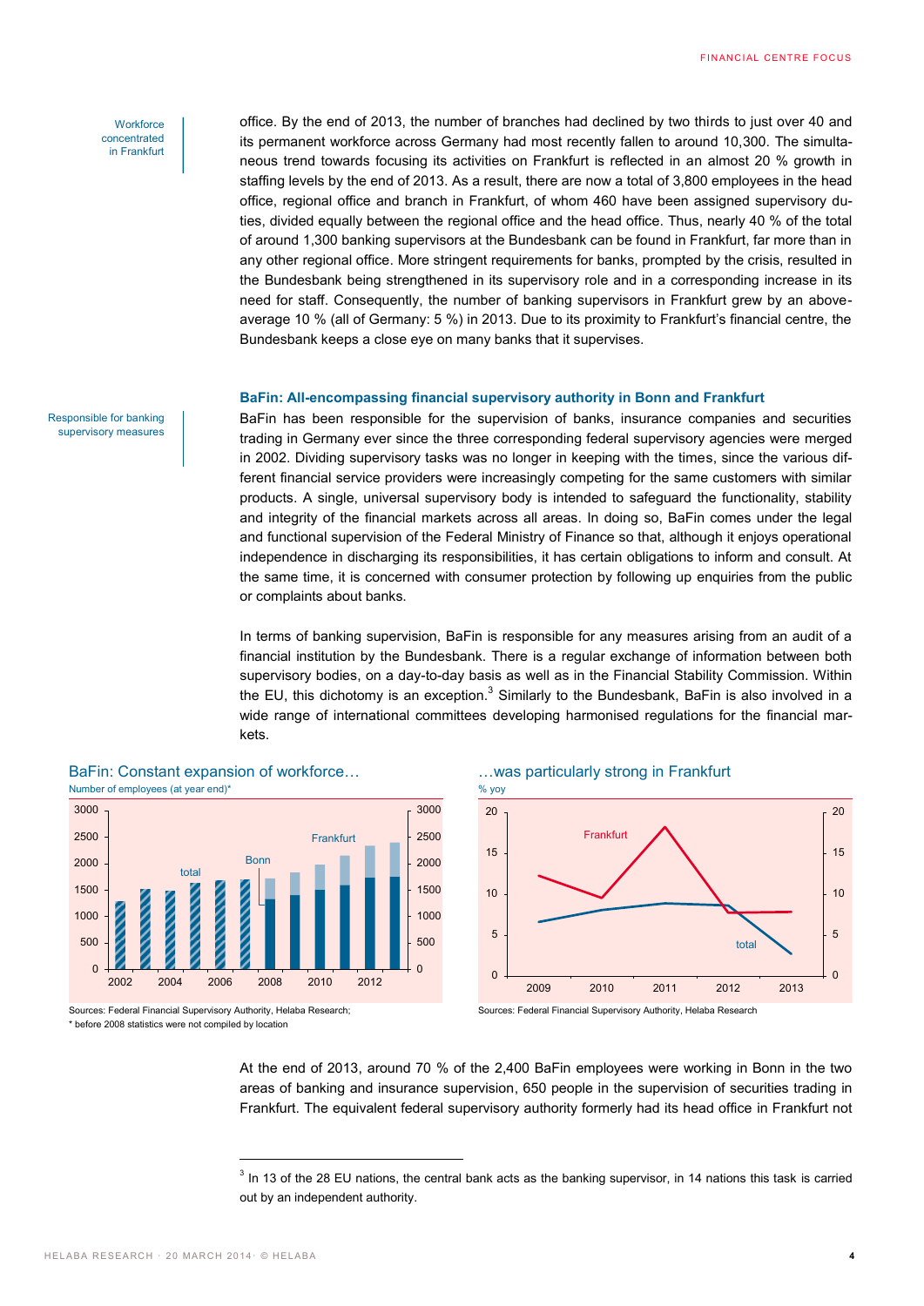Workforce concentrated in Frankfurt

office. By the end of 2013, the number of branches had declined by two thirds to just over 40 and its permanent workforce across Germany had most recently fallen to around 10,300. The simultaneous trend towards focusing its activities on Frankfurt is reflected in an almost 20 % growth in staffing levels by the end of 2013. As a result, there are now a total of 3,800 employees in the head office, regional office and branch in Frankfurt, of whom 460 have been assigned supervisory duties, divided equally between the regional office and the head office. Thus, nearly 40 % of the total of around 1,300 banking supervisors at the Bundesbank can be found in Frankfurt, far more than in any other regional office. More stringent requirements for banks, prompted by the crisis, resulted in the Bundesbank being strengthened in its supervisory role and in a corresponding increase in its need for staff. Consequently, the number of banking supervisors in Frankfurt grew by an above-average 10 % (all of Germany: 5 %) in 2013. Due to its proximity to Frankfurt's financial centre, the Bundesbank keeps a close eye on many banks that it supervises.

### BaFin: All-encompassing financial supervisory authority in Bonn and Frankfurt

Responsible for banking supervisory measures

BaFin has been responsible for the supervision of banks, insurance companies and securities trading in Germany ever since the three corresponding federal supervisory agencies were merged in 2002. Dividing supervisory tasks was no longer in keeping with the times, since the various different financial service providers were increasingly competing for the same customers with similar products. A single, universal supervisory body is intended to safeguard the functionality, stability and integrity of the financial markets across all areas. In doing so, BaFin comes under the legal and functional supervision of the Federal Ministry of Finance so that, although it enjoys operational independence in discharging its responsibilities, it has certain obligations to inform and consult. At the same time, it is concerned with consumer protection by following up enquiries from the public or complaints about banks.

In terms of banking supervision, BaFin is responsible for any measures arising from an audit of a financial institution by the Bundesbank. There is a regular exchange of information between both supervisory bodies, on a day-to-day basis as well as in the Financial Stability Commission. Within the EU, this dichotomy is an exception.[3] Similarly to the Bundesbank, BaFin is also involved in a wide range of international committees developing harmonised regulations for the financial markets.

**BaFin: Constant expansion of workforce…**

Number of employees (at year end)*

Sources: Federal Financial Supervisory Authority, Helaba Research;
\* before 2008 statistics were not compiled by location

**…was particularly strong in Frankfurt**

% yoy

Sources: Federal Financial Supervisory Authority, Helaba Research

At the end of 2013, around 70 % of the 2,400 BaFin employees were working in Bonn in the two areas of banking and insurance supervision, 650 people in the supervision of securities trading in Frankfurt. The equivalent federal supervisory authority formerly had its head office in Frankfurt not

[3] In 13 of the 28 EU nations, the central bank acts as the banking supervisor, in 14 nations this task is carried out by an independent authority.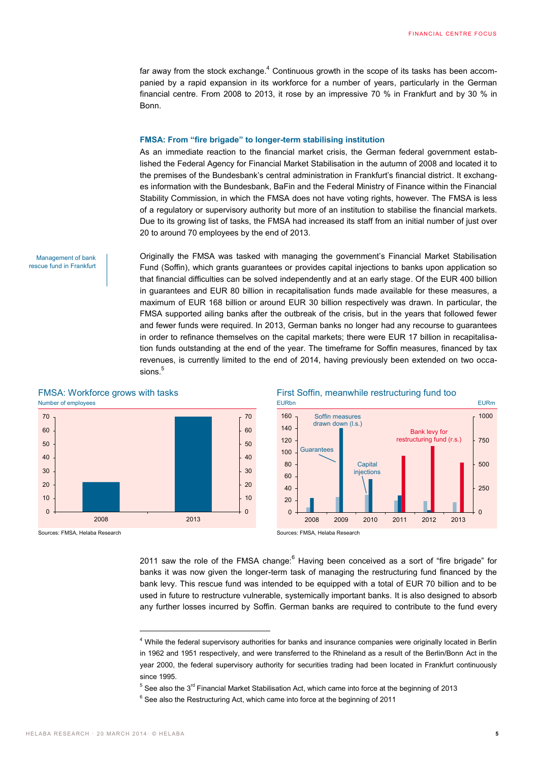far away from the stock exchange.[4] Continuous growth in the scope of its tasks has been accompanied by a rapid expansion in its workforce for a number of years, particularly in the German financial centre. From 2008 to 2013, it rose by an impressive 70 % in Frankfurt and by 30 % in Bonn.

### FMSA: From "fire brigade" to longer-term stabilising institution

As an immediate reaction to the financial market crisis, the German federal government established the Federal Agency for Financial Market Stabilisation in the autumn of 2008 and located it to the premises of the Bundesbank's central administration in Frankfurt's financial district. It exchanges information with the Bundesbank, BaFin and the Federal Ministry of Finance within the Financial Stability Commission, in which the FMSA does not have voting rights, however. The FMSA is less of a regulatory or supervisory authority but more of an institution to stabilise the financial markets. Due to its growing list of tasks, the FMSA had increased its staff from an initial number of just over 20 to around 70 employees by the end of 2013.

*Management of bank rescue fund in Frankfurt*

Originally the FMSA was tasked with managing the government's Financial Market Stabilisation Fund (Soffin), which grants guarantees or provides capital injections to banks upon application so that financial difficulties can be solved independently and at an early stage. Of the EUR 400 billion in guarantees and EUR 80 billion in recapitalisation funds made available for these measures, a maximum of EUR 168 billion or around EUR 30 billion respectively was drawn. In particular, the FMSA supported ailing banks after the outbreak of the crisis, but in the years that followed fewer and fewer funds were required. In 2013, German banks no longer had any recourse to guarantees in order to refinance themselves on the capital markets; there were EUR 17 billion in recapitalisation funds outstanding at the end of the year. The timeframe for Soffin measures, financed by tax revenues, is currently limited to the end of 2014, having previously been extended on two occasions.[5]

**FMSA: Workforce grows with tasks**

Number of employees

| Year | Employees |
|---|---|
| 2008 | 22 |
| 2013 | 70 |

Sources: FMSA, Helaba Research

**First Soffin, meanwhile restructuring fund too**

EURbn (l.s.) / EURm (r.s.)

Series: Soffin measures drawn down (l.s.): Guarantees, Capital injections; Bank levy for restructuring fund (r.s.)

Sources: FMSA, Helaba Research

2011 saw the role of the FMSA change:[6] Having been conceived as a sort of "fire brigade" for banks it was now given the longer-term task of managing the restructuring fund financed by the bank levy. This rescue fund was intended to be equipped with a total of EUR 70 billion and to be used in future to restructure vulnerable, systemically important banks. It is also designed to absorb any further losses incurred by Soffin. German banks are required to contribute to the fund every

---

[4] While the federal supervisory authorities for banks and insurance companies were originally located in Berlin in 1962 and 1951 respectively, and were transferred to the Rhineland as a result of the Berlin/Bonn Act in the year 2000, the federal supervisory authority for securities trading had been located in Frankfurt continuously since 1995.

[5] See also the 3rd Financial Market Stabilisation Act, which came into force at the beginning of 2013

[6] See also the Restructuring Act, which came into force at the beginning of 2011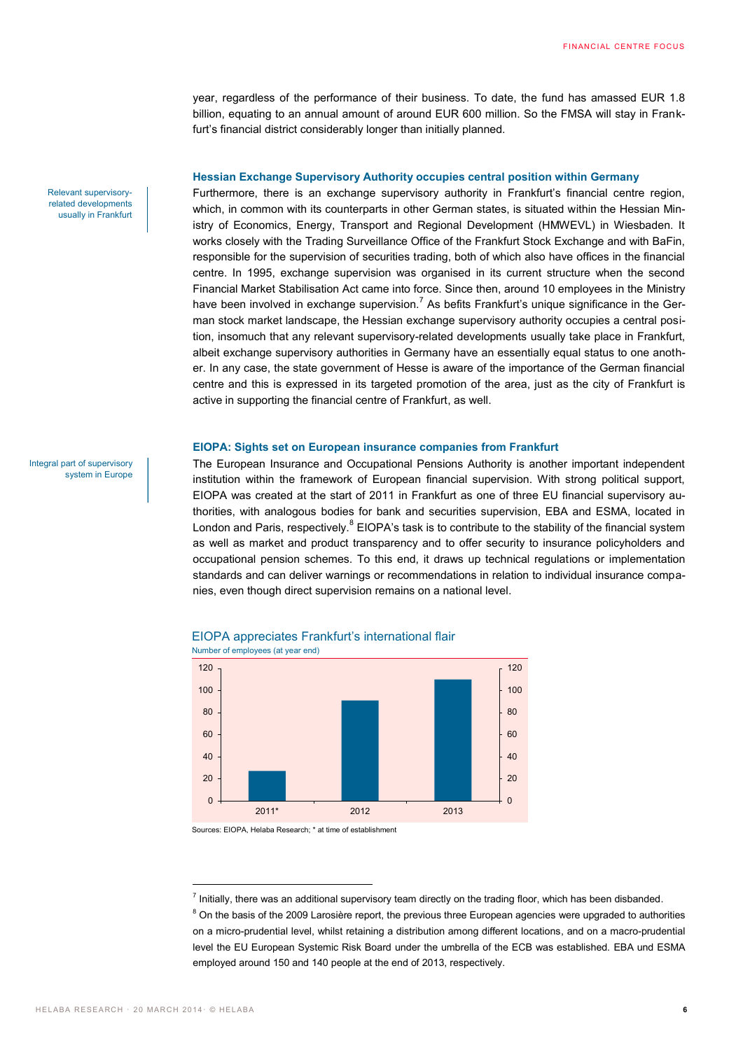year, regardless of the performance of their business. To date, the fund has amassed EUR 1.8 billion, equating to an annual amount of around EUR 600 million. So the FMSA will stay in Frankfurt's financial district considerably longer than initially planned.

### Hessian Exchange Supervisory Authority occupies central position within Germany

*Relevant supervisory-related developments usually in Frankfurt*

Furthermore, there is an exchange supervisory authority in Frankfurt's financial centre region, which, in common with its counterparts in other German states, is situated within the Hessian Ministry of Economics, Energy, Transport and Regional Development (HMWEVL) in Wiesbaden. It works closely with the Trading Surveillance Office of the Frankfurt Stock Exchange and with BaFin, responsible for the supervision of securities trading, both of which also have offices in the financial centre. In 1995, exchange supervision was organised in its current structure when the second Financial Market Stabilisation Act came into force. Since then, around 10 employees in the Ministry have been involved in exchange supervision.[7] As befits Frankfurt's unique significance in the German stock market landscape, the Hessian exchange supervisory authority occupies a central position, insomuch that any relevant supervisory-related developments usually take place in Frankfurt, albeit exchange supervisory authorities in Germany have an essentially equal status to one another. In any case, the state government of Hesse is aware of the importance of the German financial centre and this is expressed in its targeted promotion of the area, just as the city of Frankfurt is active in supporting the financial centre of Frankfurt, as well.

### EIOPA: Sights set on European insurance companies from Frankfurt

*Integral part of supervisory system in Europe*

The European Insurance and Occupational Pensions Authority is another important independent institution within the framework of European financial supervision. With strong political support, EIOPA was created at the start of 2011 in Frankfurt as one of three EU financial supervisory authorities, with analogous bodies for bank and securities supervision, EBA and ESMA, located in London and Paris, respectively.[8] EIOPA's task is to contribute to the stability of the financial system as well as market and product transparency and to offer security to insurance policyholders and occupational pension schemes. To this end, it draws up technical regulations or implementation standards and can deliver warnings or recommendations in relation to individual insurance companies, even though direct supervision remains on a national level.

**EIOPA appreciates Frankfurt's international flair**

Number of employees (at year end)

| Year | Employees (approx.) |
|---|---|
| 2011* | 27 |
| 2012 | 91 |
| 2013 | 109 |

Sources: EIOPA, Helaba Research; * at time of establishment

---

[7] Initially, there was an additional supervisory team directly on the trading floor, which has been disbanded.

[8] On the basis of the 2009 Larosière report, the previous three European agencies were upgraded to authorities on a micro-prudential level, whilst retaining a distribution among different locations, and on a macro-prudential level the EU European Systemic Risk Board under the umbrella of the ECB was established. EBA und ESMA employed around 150 and 140 people at the end of 2013, respectively.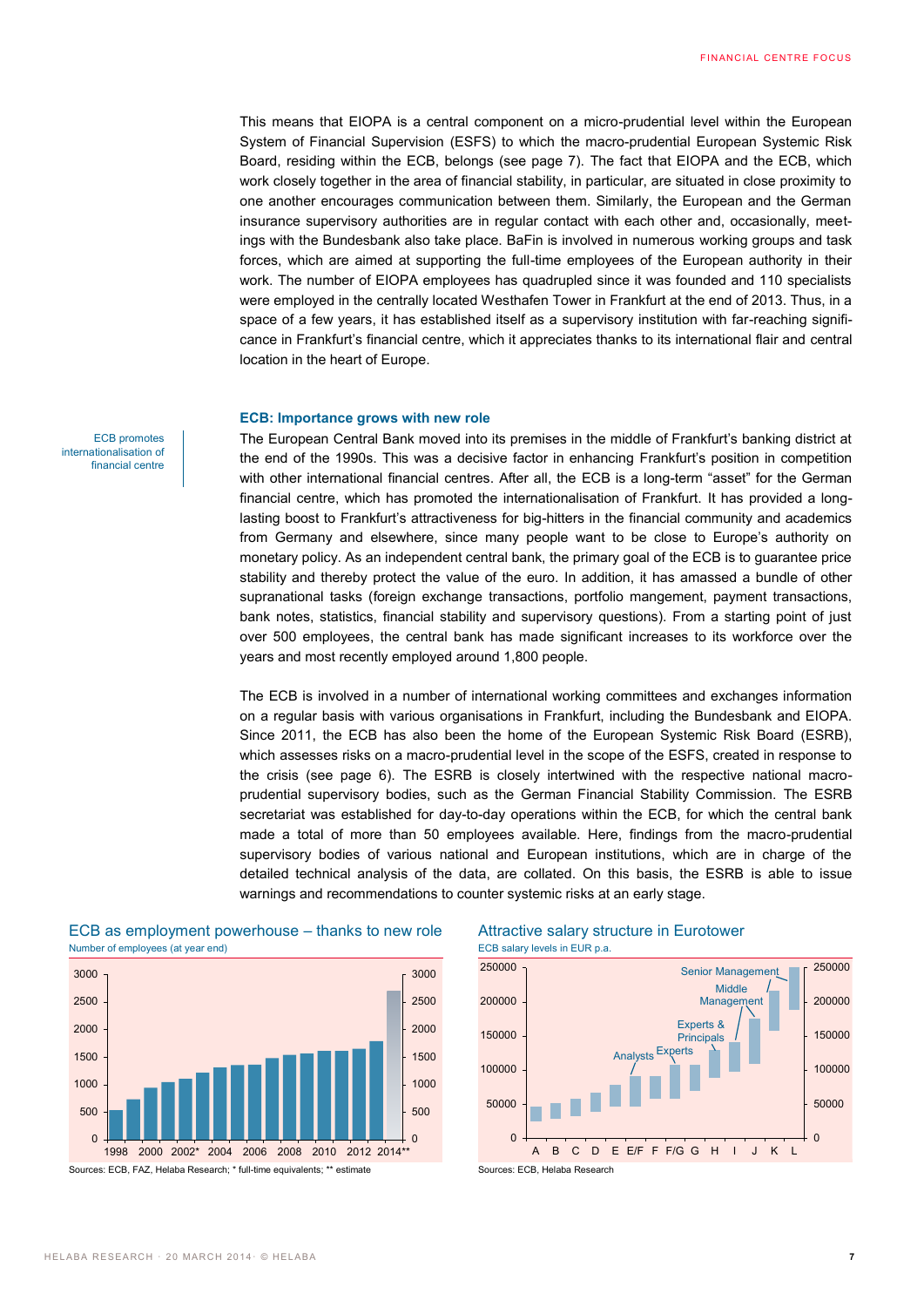This means that EIOPA is a central component on a micro-prudential level within the European System of Financial Supervision (ESFS) to which the macro-prudential European Systemic Risk Board, residing within the ECB, belongs (see page 7). The fact that EIOPA and the ECB, which work closely together in the area of financial stability, in particular, are situated in close proximity to one another encourages communication between them. Similarly, the European and the German insurance supervisory authorities are in regular contact with each other and, occasionally, meetings with the Bundesbank also take place. BaFin is involved in numerous working groups and task forces, which are aimed at supporting the full-time employees of the European authority in their work. The number of EIOPA employees has quadrupled since it was founded and 110 specialists were employed in the centrally located Westhafen Tower in Frankfurt at the end of 2013. Thus, in a space of a few years, it has established itself as a supervisory institution with far-reaching significance in Frankfurt's financial centre, which it appreciates thanks to its international flair and central location in the heart of Europe.

### ECB: Importance grows with new role

*ECB promotes internationalisation of financial centre*

The European Central Bank moved into its premises in the middle of Frankfurt's banking district at the end of the 1990s. This was a decisive factor in enhancing Frankfurt's position in competition with other international financial centres. After all, the ECB is a long-term "asset" for the German financial centre, which has promoted the internationalisation of Frankfurt. It has provided a long-lasting boost to Frankfurt's attractiveness for big-hitters in the financial community and academics from Germany and elsewhere, since many people want to be close to Europe's authority on monetary policy. As an independent central bank, the primary goal of the ECB is to guarantee price stability and thereby protect the value of the euro. In addition, it has amassed a bundle of other supranational tasks (foreign exchange transactions, portfolio mangement, payment transactions, bank notes, statistics, financial stability and supervisory questions). From a starting point of just over 500 employees, the central bank has made significant increases to its workforce over the years and most recently employed around 1,800 people.

The ECB is involved in a number of international working committees and exchanges information on a regular basis with various organisations in Frankfurt, including the Bundesbank and EIOPA. Since 2011, the ECB has also been the home of the European Systemic Risk Board (ESRB), which assesses risks on a macro-prudential level in the scope of the ESFS, created in response to the crisis (see page 6). The ESRB is closely intertwined with the respective national macro-prudential supervisory bodies, such as the German Financial Stability Commission. The ESRB secretariat was established for day-to-day operations within the ECB, for which the central bank made a total of more than 50 employees available. Here, findings from the macro-prudential supervisory bodies of various national and European institutions, which are in charge of the detailed technical analysis of the data, are collated. On this basis, the ESRB is able to issue warnings and recommendations to counter systemic risks at an early stage.

**ECB as employment powerhouse – thanks to new role**
Number of employees (at year end)

Sources: ECB, FAZ, Helaba Research; * full-time equivalents; ** estimate

**Attractive salary structure in Eurotower**
ECB salary levels in EUR p.a.

Sources: ECB, Helaba Research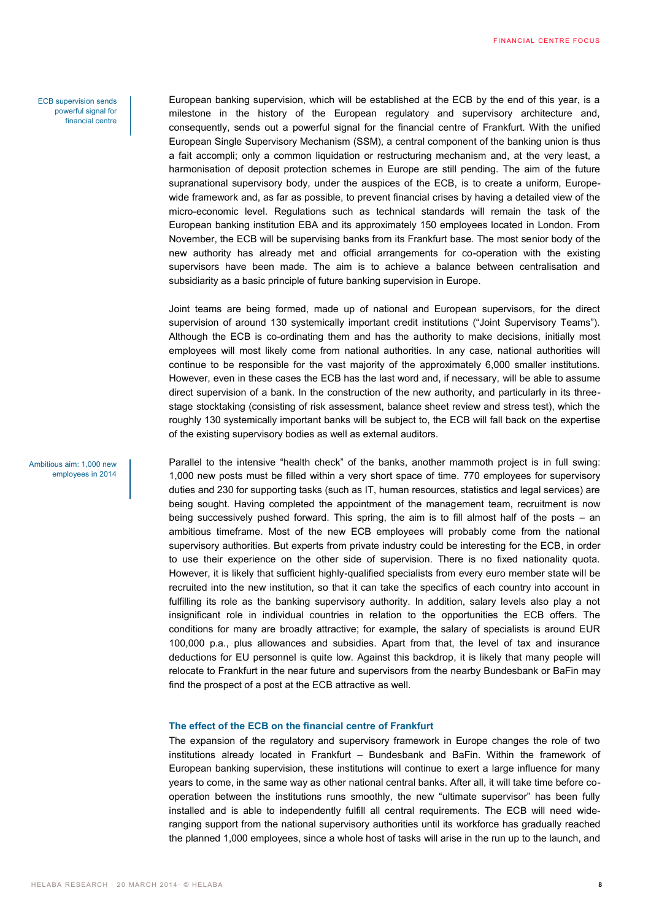ECB supervision sends powerful signal for financial centre

European banking supervision, which will be established at the ECB by the end of this year, is a milestone in the history of the European regulatory and supervisory architecture and, consequently, sends out a powerful signal for the financial centre of Frankfurt. With the unified European Single Supervisory Mechanism (SSM), a central component of the banking union is thus a fait accompli; only a common liquidation or restructuring mechanism and, at the very least, a harmonisation of deposit protection schemes in Europe are still pending. The aim of the future supranational supervisory body, under the auspices of the ECB, is to create a uniform, Europe-wide framework and, as far as possible, to prevent financial crises by having a detailed view of the micro-economic level. Regulations such as technical standards will remain the task of the European banking institution EBA and its approximately 150 employees located in London. From November, the ECB will be supervising banks from its Frankfurt base. The most senior body of the new authority has already met and official arrangements for co-operation with the existing supervisors have been made. The aim is to achieve a balance between centralisation and subsidiarity as a basic principle of future banking supervision in Europe.

Joint teams are being formed, made up of national and European supervisors, for the direct supervision of around 130 systemically important credit institutions ("Joint Supervisory Teams"). Although the ECB is co-ordinating them and has the authority to make decisions, initially most employees will most likely come from national authorities. In any case, national authorities will continue to be responsible for the vast majority of the approximately 6,000 smaller institutions. However, even in these cases the ECB has the last word and, if necessary, will be able to assume direct supervision of a bank. In the construction of the new authority, and particularly in its three-stage stocktaking (consisting of risk assessment, balance sheet review and stress test), which the roughly 130 systemically important banks will be subject to, the ECB will fall back on the expertise of the existing supervisory bodies as well as external auditors.

Ambitious aim: 1,000 new employees in 2014

Parallel to the intensive "health check" of the banks, another mammoth project is in full swing: 1,000 new posts must be filled within a very short space of time. 770 employees for supervisory duties and 230 for supporting tasks (such as IT, human resources, statistics and legal services) are being sought. Having completed the appointment of the management team, recruitment is now being successively pushed forward. This spring, the aim is to fill almost half of the posts – an ambitious timeframe. Most of the new ECB employees will probably come from the national supervisory authorities. But experts from private industry could be interesting for the ECB, in order to use their experience on the other side of supervision. There is no fixed nationality quota. However, it is likely that sufficient highly-qualified specialists from every euro member state will be recruited into the new institution, so that it can take the specifics of each country into account in fulfilling its role as the banking supervisory authority. In addition, salary levels also play a not insignificant role in individual countries in relation to the opportunities the ECB offers. The conditions for many are broadly attractive; for example, the salary of specialists is around EUR 100,000 p.a., plus allowances and subsidies. Apart from that, the level of tax and insurance deductions for EU personnel is quite low. Against this backdrop, it is likely that many people will relocate to Frankfurt in the near future and supervisors from the nearby Bundesbank or BaFin may find the prospect of a post at the ECB attractive as well.

### The effect of the ECB on the financial centre of Frankfurt

The expansion of the regulatory and supervisory framework in Europe changes the role of two institutions already located in Frankfurt – Bundesbank and BaFin. Within the framework of European banking supervision, these institutions will continue to exert a large influence for many years to come, in the same way as other national central banks. After all, it will take time before co-operation between the institutions runs smoothly, the new "ultimate supervisor" has been fully installed and is able to independently fulfill all central requirements. The ECB will need wide-ranging support from the national supervisory authorities until its workforce has gradually reached the planned 1,000 employees, since a whole host of tasks will arise in the run up to the launch, and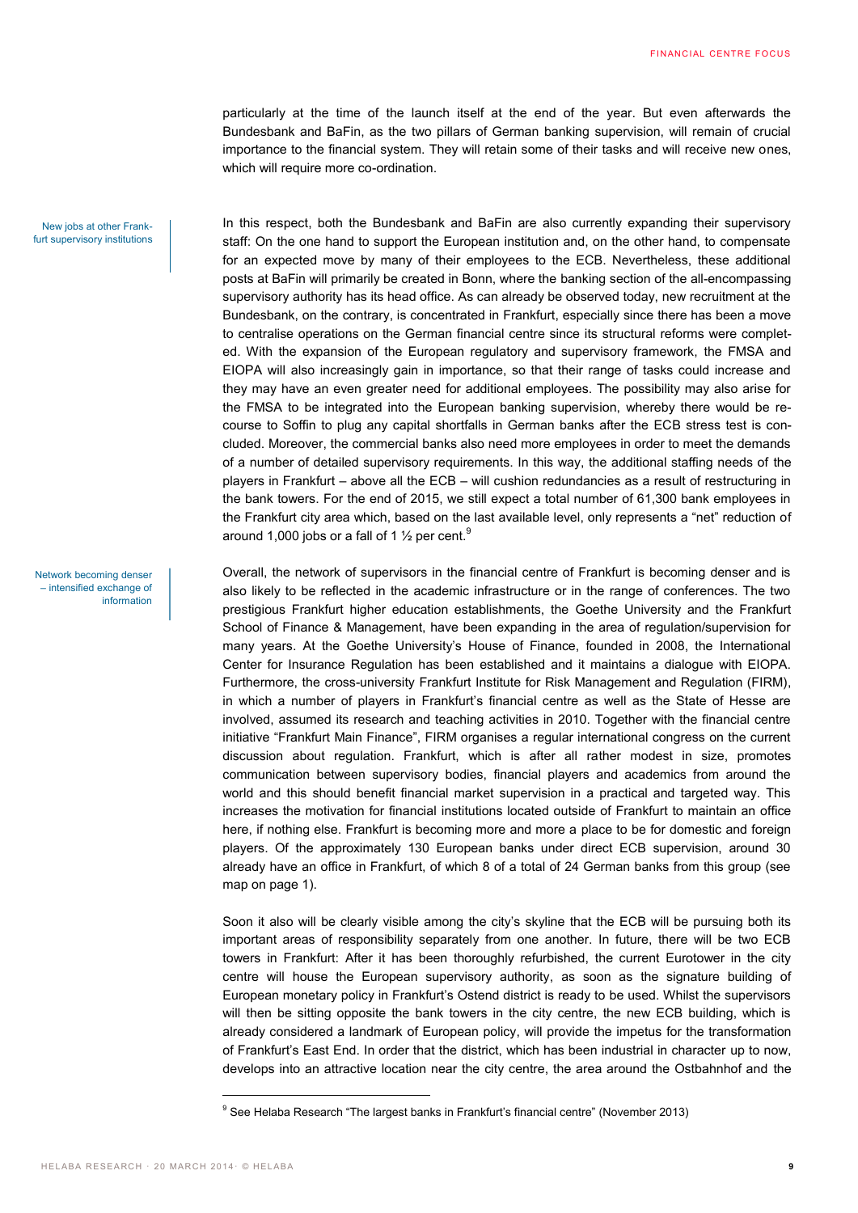particularly at the time of the launch itself at the end of the year. But even afterwards the Bundesbank and BaFin, as the two pillars of German banking supervision, will remain of crucial importance to the financial system. They will retain some of their tasks and will receive new ones, which will require more co-ordination.

New jobs at other Frankfurt supervisory institutions

In this respect, both the Bundesbank and BaFin are also currently expanding their supervisory staff: On the one hand to support the European institution and, on the other hand, to compensate for an expected move by many of their employees to the ECB. Nevertheless, these additional posts at BaFin will primarily be created in Bonn, where the banking section of the all-encompassing supervisory authority has its head office. As can already be observed today, new recruitment at the Bundesbank, on the contrary, is concentrated in Frankfurt, especially since there has been a move to centralise operations on the German financial centre since its structural reforms were completed. With the expansion of the European regulatory and supervisory framework, the FMSA and EIOPA will also increasingly gain in importance, so that their range of tasks could increase and they may have an even greater need for additional employees. The possibility may also arise for the FMSA to be integrated into the European banking supervision, whereby there would be recourse to Soffin to plug any capital shortfalls in German banks after the ECB stress test is concluded. Moreover, the commercial banks also need more employees in order to meet the demands of a number of detailed supervisory requirements. In this way, the additional staffing needs of the players in Frankfurt – above all the ECB – will cushion redundancies as a result of restructuring in the bank towers. For the end of 2015, we still expect a total number of 61,300 bank employees in the Frankfurt city area which, based on the last available level, only represents a "net" reduction of around 1,000 jobs or a fall of 1 ½ per cent.[9]

Network becoming denser – intensified exchange of information

Overall, the network of supervisors in the financial centre of Frankfurt is becoming denser and is also likely to be reflected in the academic infrastructure or in the range of conferences. The two prestigious Frankfurt higher education establishments, the Goethe University and the Frankfurt School of Finance & Management, have been expanding in the area of regulation/supervision for many years. At the Goethe University's House of Finance, founded in 2008, the International Center for Insurance Regulation has been established and it maintains a dialogue with EIOPA. Furthermore, the cross-university Frankfurt Institute for Risk Management and Regulation (FIRM), in which a number of players in Frankfurt's financial centre as well as the State of Hesse are involved, assumed its research and teaching activities in 2010. Together with the financial centre initiative "Frankfurt Main Finance", FIRM organises a regular international congress on the current discussion about regulation. Frankfurt, which is after all rather modest in size, promotes communication between supervisory bodies, financial players and academics from around the world and this should benefit financial market supervision in a practical and targeted way. This increases the motivation for financial institutions located outside of Frankfurt to maintain an office here, if nothing else. Frankfurt is becoming more and more a place to be for domestic and foreign players. Of the approximately 130 European banks under direct ECB supervision, around 30 already have an office in Frankfurt, of which 8 of a total of 24 German banks from this group (see map on page 1).

Soon it also will be clearly visible among the city's skyline that the ECB will be pursuing both its important areas of responsibility separately from one another. In future, there will be two ECB towers in Frankfurt: After it has been thoroughly refurbished, the current Eurotower in the city centre will house the European supervisory authority, as soon as the signature building of European monetary policy in Frankfurt's Ostend district is ready to be used. Whilst the supervisors will then be sitting opposite the bank towers in the city centre, the new ECB building, which is already considered a landmark of European policy, will provide the impetus for the transformation of Frankfurt's East End. In order that the district, which has been industrial in character up to now, develops into an attractive location near the city centre, the area around the Ostbahnhof and the

[9] See Helaba Research "The largest banks in Frankfurt's financial centre" (November 2013)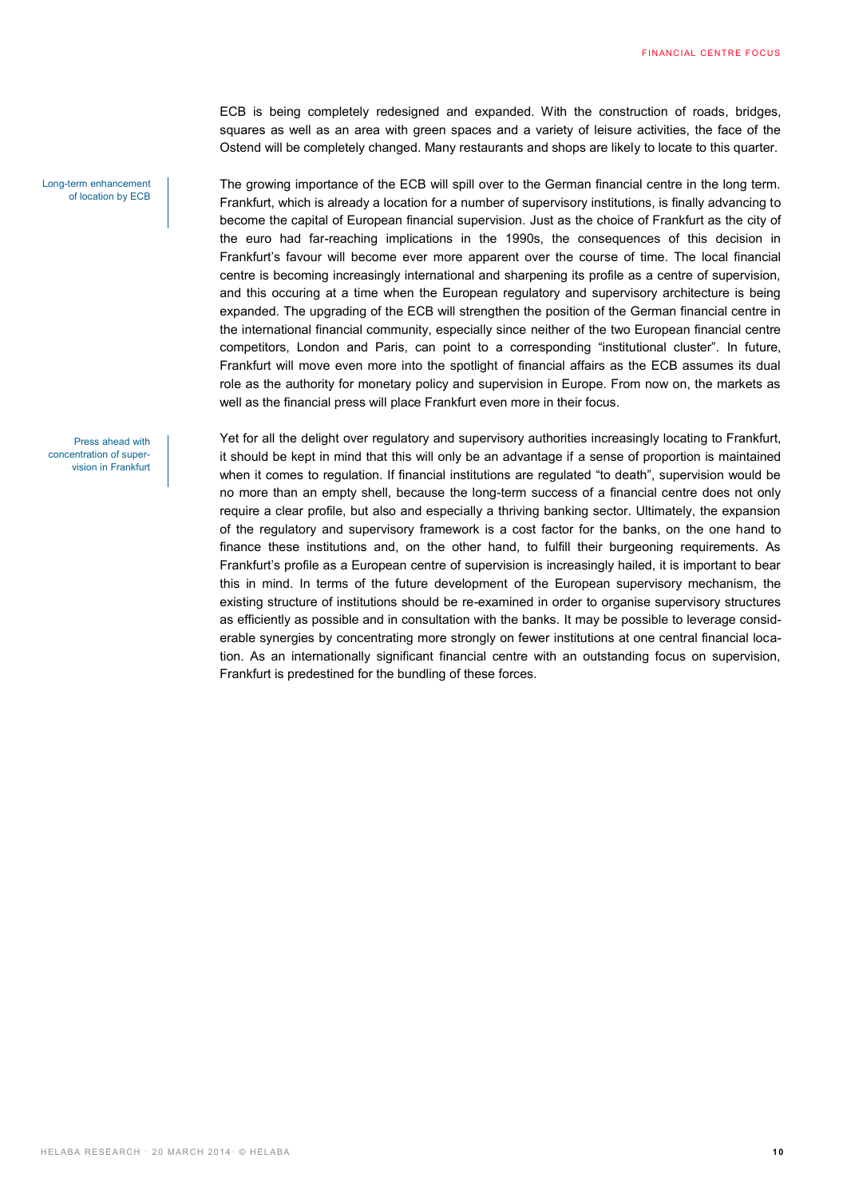ECB is being completely redesigned and expanded. With the construction of roads, bridges, squares as well as an area with green spaces and a variety of leisure activities, the face of the Ostend will be completely changed. Many restaurants and shops are likely to locate to this quarter.

*Long-term enhancement of location by ECB*

The growing importance of the ECB will spill over to the German financial centre in the long term. Frankfurt, which is already a location for a number of supervisory institutions, is finally advancing to become the capital of European financial supervision. Just as the choice of Frankfurt as the city of the euro had far-reaching implications in the 1990s, the consequences of this decision in Frankfurt's favour will become ever more apparent over the course of time. The local financial centre is becoming increasingly international and sharpening its profile as a centre of supervision, and this occuring at a time when the European regulatory and supervisory architecture is being expanded. The upgrading of the ECB will strengthen the position of the German financial centre in the international financial community, especially since neither of the two European financial centre competitors, London and Paris, can point to a corresponding "institutional cluster". In future, Frankfurt will move even more into the spotlight of financial affairs as the ECB assumes its dual role as the authority for monetary policy and supervision in Europe. From now on, the markets as well as the financial press will place Frankfurt even more in their focus.

*Press ahead with concentration of supervision in Frankfurt*

Yet for all the delight over regulatory and supervisory authorities increasingly locating to Frankfurt, it should be kept in mind that this will only be an advantage if a sense of proportion is maintained when it comes to regulation. If financial institutions are regulated "to death", supervision would be no more than an empty shell, because the long-term success of a financial centre does not only require a clear profile, but also and especially a thriving banking sector. Ultimately, the expansion of the regulatory and supervisory framework is a cost factor for the banks, on the one hand to finance these institutions and, on the other hand, to fulfill their burgeoning requirements. As Frankfurt's profile as a European centre of supervision is increasingly hailed, it is important to bear this in mind. In terms of the future development of the European supervisory mechanism, the existing structure of institutions should be re-examined in order to organise supervisory structures as efficiently as possible and in consultation with the banks. It may be possible to leverage considerable synergies by concentrating more strongly on fewer institutions at one central financial location. As an internationally significant financial centre with an outstanding focus on supervision, Frankfurt is predestined for the bundling of these forces.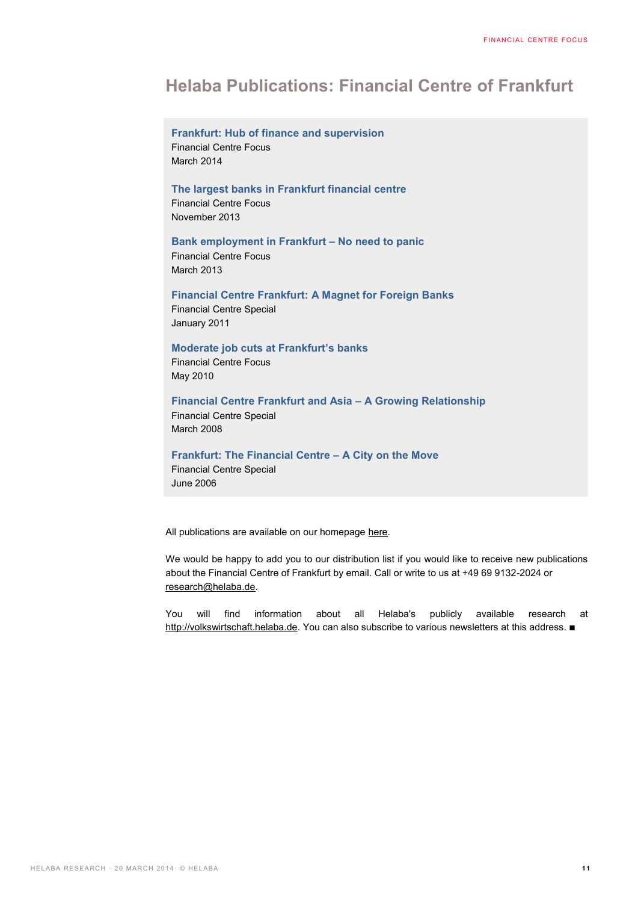# Helaba Publications: Financial Centre of Frankfurt

**Frankfurt: Hub of finance and supervision**
Financial Centre Focus
March 2014

**The largest banks in Frankfurt financial centre**
Financial Centre Focus
November 2013

**Bank employment in Frankfurt – No need to panic**
Financial Centre Focus
March 2013

**Financial Centre Frankfurt: A Magnet for Foreign Banks**
Financial Centre Special
January 2011

**Moderate job cuts at Frankfurt's banks**
Financial Centre Focus
May 2010

**Financial Centre Frankfurt and Asia – A Growing Relationship**
Financial Centre Special
March 2008

**Frankfurt: The Financial Centre – A City on the Move**
Financial Centre Special
June 2006

All publications are available on our homepage here.

We would be happy to add you to our distribution list if you would like to receive new publications about the Financial Centre of Frankfurt by email. Call or write to us at +49 69 9132-2024 or research@helaba.de.

You will find information about all Helaba's publicly available research at http://volkswirtschaft.helaba.de. You can also subscribe to various newsletters at this address. ■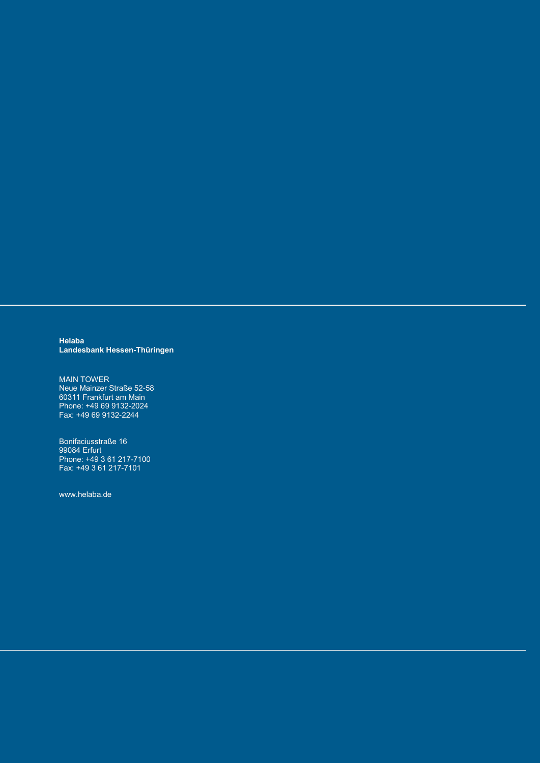**Helaba**
**Landesbank Hessen-Thüringen**

MAIN TOWER
Neue Mainzer Straße 52-58
60311 Frankfurt am Main
Phone: +49 69 9132-2024
Fax: +49 69 9132-2244

Bonifaciusstraße 16
99084 Erfurt
Phone: +49 3 61 217-7100
Fax: +49 3 61 217-7101

www.helaba.de